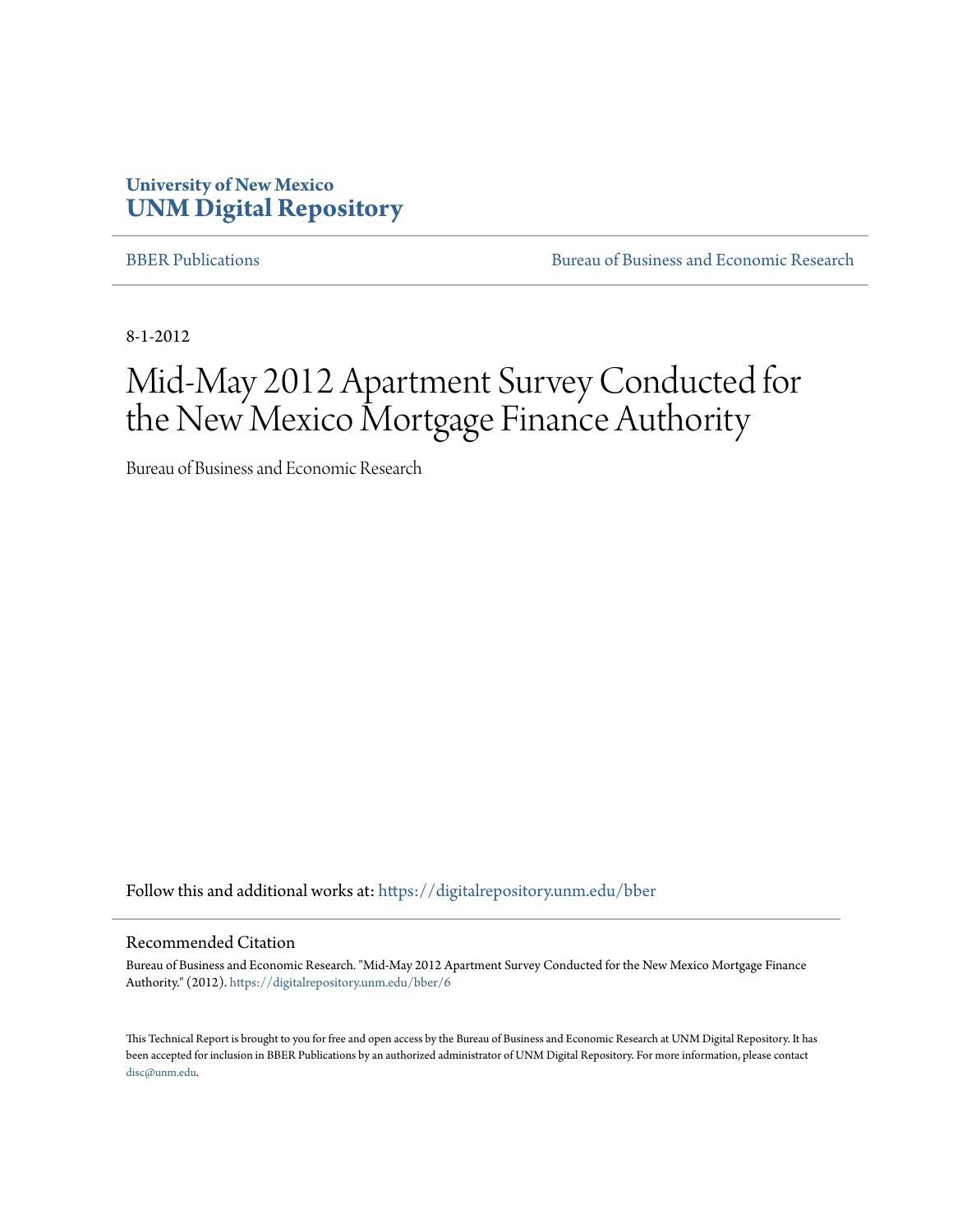**University of New Mexico**
**UNM Digital Repository**

BBER Publications | Bureau of Business and Economic Research

8-1-2012

# Mid-May 2012 Apartment Survey Conducted for the New Mexico Mortgage Finance Authority

Bureau of Business and Economic Research

Follow this and additional works at: https://digitalrepository.unm.edu/bber

## Recommended Citation

Bureau of Business and Economic Research. "Mid-May 2012 Apartment Survey Conducted for the New Mexico Mortgage Finance Authority." (2012). https://digitalrepository.unm.edu/bber/6

This Technical Report is brought to you for free and open access by the Bureau of Business and Economic Research at UNM Digital Repository. It has been accepted for inclusion in BBER Publications by an authorized administrator of UNM Digital Repository. For more information, please contact disc@unm.edu.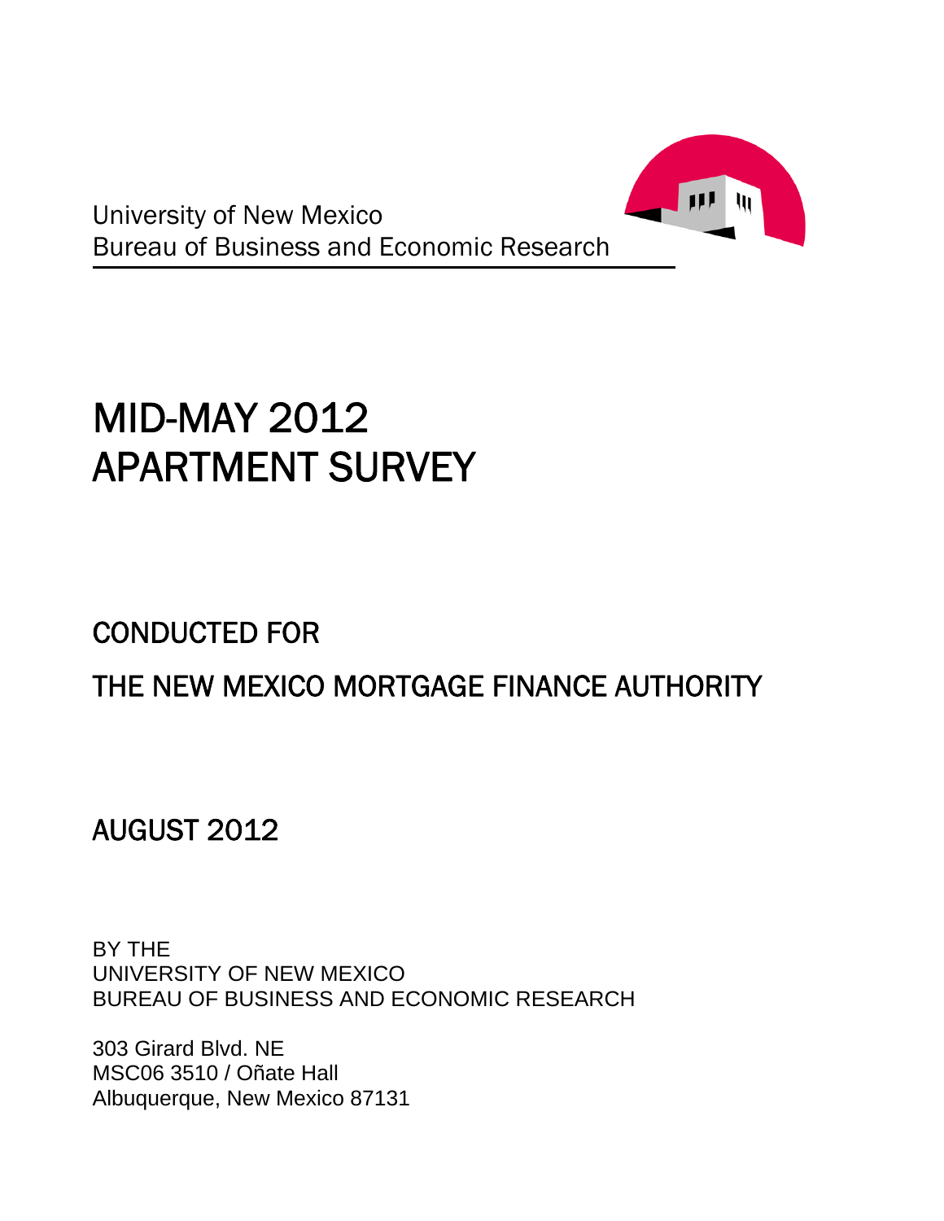University of New Mexico
Bureau of Business and Economic Research

# MID-MAY 2012 APARTMENT SURVEY

## CONDUCTED FOR

## THE NEW MEXICO MORTGAGE FINANCE AUTHORITY

## AUGUST 2012

BY THE
UNIVERSITY OF NEW MEXICO
BUREAU OF BUSINESS AND ECONOMIC RESEARCH

303 Girard Blvd. NE
MSC06 3510 / Oñate Hall
Albuquerque, New Mexico 87131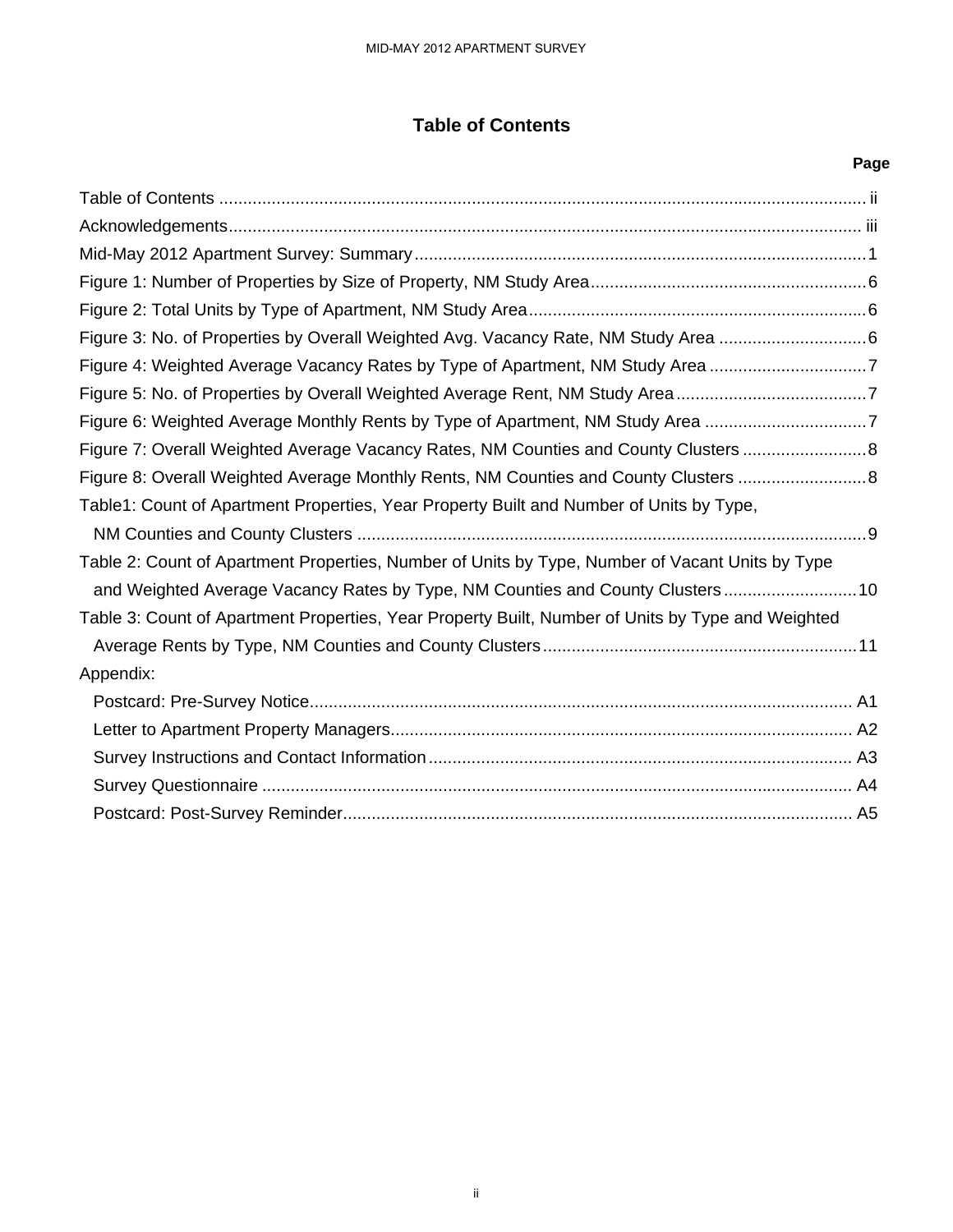# Table of Contents

| | Page |
|---|---|
| Table of Contents | ii |
| Acknowledgements | iii |
| Mid-May 2012 Apartment Survey: Summary | 1 |
| Figure 1: Number of Properties by Size of Property, NM Study Area | 6 |
| Figure 2: Total Units by Type of Apartment, NM Study Area | 6 |
| Figure 3: No. of Properties by Overall Weighted Avg. Vacancy Rate, NM Study Area | 6 |
| Figure 4: Weighted Average Vacancy Rates by Type of Apartment, NM Study Area | 7 |
| Figure 5: No. of Properties by Overall Weighted Average Rent, NM Study Area | 7 |
| Figure 6: Weighted Average Monthly Rents by Type of Apartment, NM Study Area | 7 |
| Figure 7: Overall Weighted Average Vacancy Rates, NM Counties and County Clusters | 8 |
| Figure 8: Overall Weighted Average Monthly Rents, NM Counties and County Clusters | 8 |
| Table1: Count of Apartment Properties, Year Property Built and Number of Units by Type, NM Counties and County Clusters | 9 |
| Table 2: Count of Apartment Properties, Number of Units by Type, Number of Vacant Units by Type and Weighted Average Vacancy Rates by Type, NM Counties and County Clusters | 10 |
| Table 3: Count of Apartment Properties, Year Property Built, Number of Units by Type and Weighted Average Rents by Type, NM Counties and County Clusters | 11 |
| Appendix: | |
| Postcard: Pre-Survey Notice | A1 |
| Letter to Apartment Property Managers | A2 |
| Survey Instructions and Contact Information | A3 |
| Survey Questionnaire | A4 |
| Postcard: Post-Survey Reminder | A5 |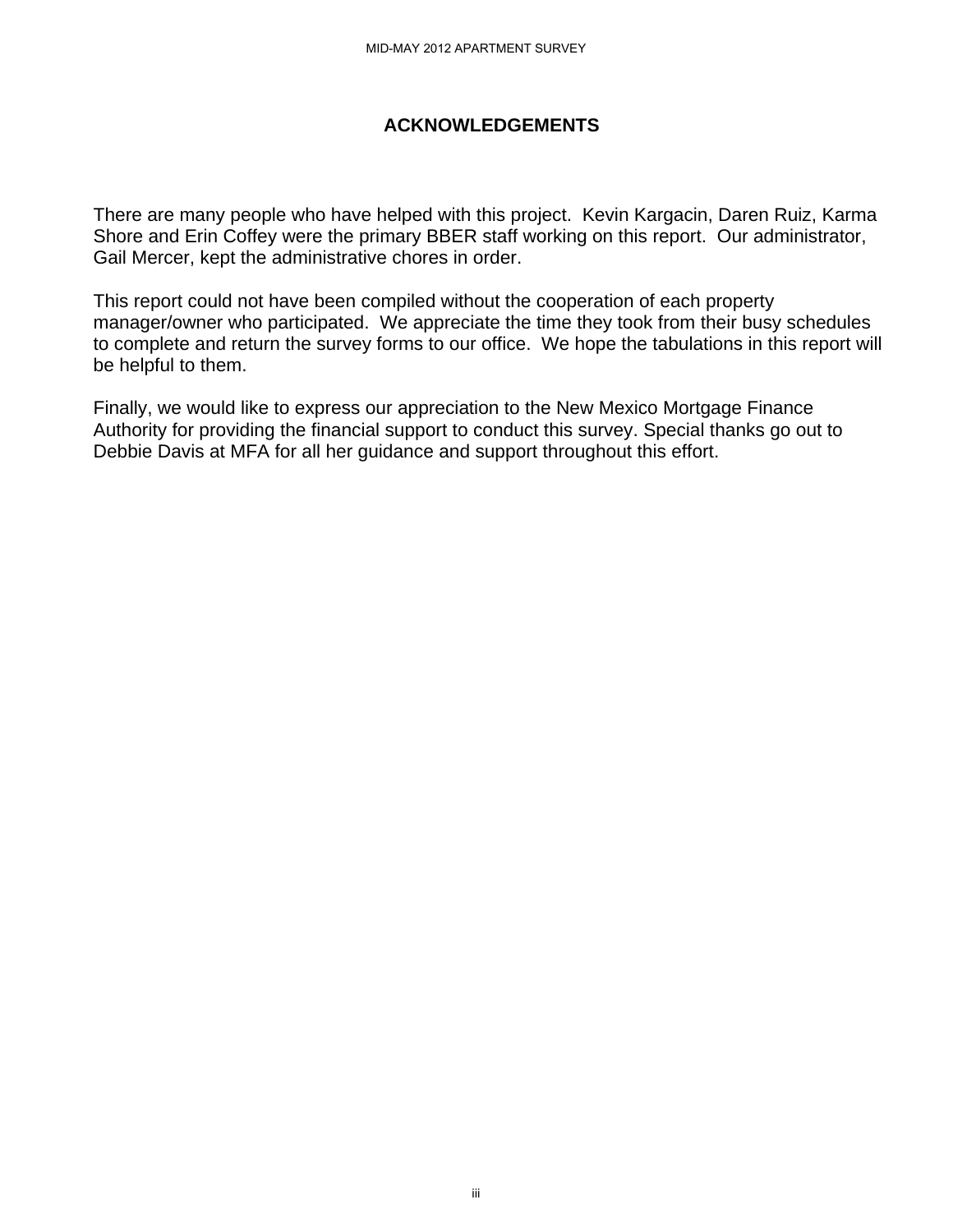# ACKNOWLEDGEMENTS

There are many people who have helped with this project. Kevin Kargacin, Daren Ruiz, Karma Shore and Erin Coffey were the primary BBER staff working on this report. Our administrator, Gail Mercer, kept the administrative chores in order.

This report could not have been compiled without the cooperation of each property manager/owner who participated. We appreciate the time they took from their busy schedules to complete and return the survey forms to our office. We hope the tabulations in this report will be helpful to them.

Finally, we would like to express our appreciation to the New Mexico Mortgage Finance Authority for providing the financial support to conduct this survey. Special thanks go out to Debbie Davis at MFA for all her guidance and support throughout this effort.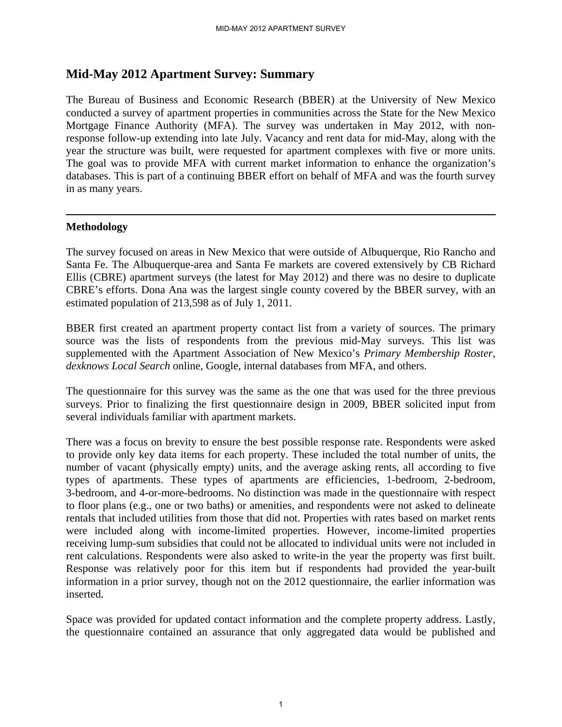## Mid-May 2012 Apartment Survey: Summary

The Bureau of Business and Economic Research (BBER) at the University of New Mexico conducted a survey of apartment properties in communities across the State for the New Mexico Mortgage Finance Authority (MFA). The survey was undertaken in May 2012, with non-response follow-up extending into late July. Vacancy and rent data for mid-May, along with the year the structure was built, were requested for apartment complexes with five or more units. The goal was to provide MFA with current market information to enhance the organization's databases. This is part of a continuing BBER effort on behalf of MFA and was the fourth survey in as many years.

---

### Methodology

The survey focused on areas in New Mexico that were outside of Albuquerque, Rio Rancho and Santa Fe. The Albuquerque-area and Santa Fe markets are covered extensively by CB Richard Ellis (CBRE) apartment surveys (the latest for May 2012) and there was no desire to duplicate CBRE's efforts. Dona Ana was the largest single county covered by the BBER survey, with an estimated population of 213,598 as of July 1, 2011.

BBER first created an apartment property contact list from a variety of sources. The primary source was the lists of respondents from the previous mid-May surveys. This list was supplemented with the Apartment Association of New Mexico's *Primary Membership Roster*, *dexknows Local Search* online, Google, internal databases from MFA, and others.

The questionnaire for this survey was the same as the one that was used for the three previous surveys. Prior to finalizing the first questionnaire design in 2009, BBER solicited input from several individuals familiar with apartment markets.

There was a focus on brevity to ensure the best possible response rate. Respondents were asked to provide only key data items for each property. These included the total number of units, the number of vacant (physically empty) units, and the average asking rents, all according to five types of apartments. These types of apartments are efficiencies, 1-bedroom, 2-bedroom, 3-bedroom, and 4-or-more-bedrooms. No distinction was made in the questionnaire with respect to floor plans (e.g., one or two baths) or amenities, and respondents were not asked to delineate rentals that included utilities from those that did not. Properties with rates based on market rents were included along with income-limited properties. However, income-limited properties receiving lump-sum subsidies that could not be allocated to individual units were not included in rent calculations. Respondents were also asked to write-in the year the property was first built. Response was relatively poor for this item but if respondents had provided the year-built information in a prior survey, though not on the 2012 questionnaire, the earlier information was inserted.

Space was provided for updated contact information and the complete property address. Lastly, the questionnaire contained an assurance that only aggregated data would be published and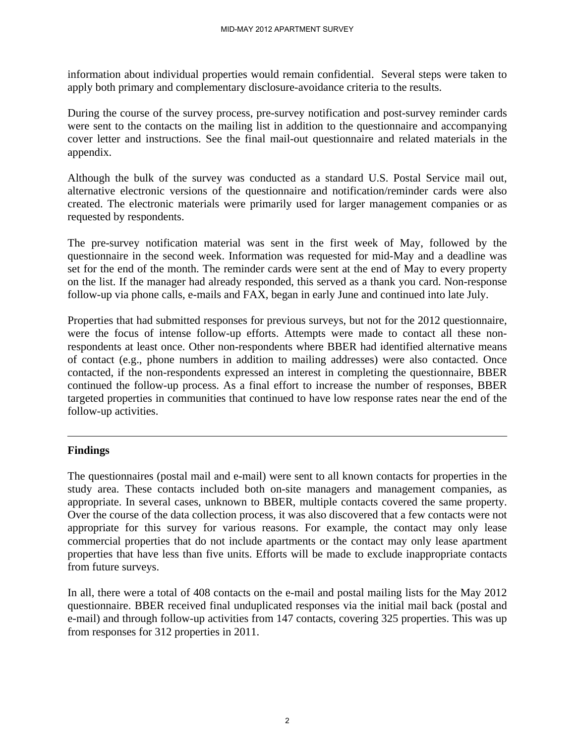information about individual properties would remain confidential. Several steps were taken to apply both primary and complementary disclosure-avoidance criteria to the results.

During the course of the survey process, pre-survey notification and post-survey reminder cards were sent to the contacts on the mailing list in addition to the questionnaire and accompanying cover letter and instructions. See the final mail-out questionnaire and related materials in the appendix.

Although the bulk of the survey was conducted as a standard U.S. Postal Service mail out, alternative electronic versions of the questionnaire and notification/reminder cards were also created. The electronic materials were primarily used for larger management companies or as requested by respondents.

The pre-survey notification material was sent in the first week of May, followed by the questionnaire in the second week. Information was requested for mid-May and a deadline was set for the end of the month. The reminder cards were sent at the end of May to every property on the list. If the manager had already responded, this served as a thank you card. Non-response follow-up via phone calls, e-mails and FAX, began in early June and continued into late July.

Properties that had submitted responses for previous surveys, but not for the 2012 questionnaire, were the focus of intense follow-up efforts. Attempts were made to contact all these non-respondents at least once. Other non-respondents where BBER had identified alternative means of contact (e.g., phone numbers in addition to mailing addresses) were also contacted. Once contacted, if the non-respondents expressed an interest in completing the questionnaire, BBER continued the follow-up process. As a final effort to increase the number of responses, BBER targeted properties in communities that continued to have low response rates near the end of the follow-up activities.

---

## Findings

The questionnaires (postal mail and e-mail) were sent to all known contacts for properties in the study area. These contacts included both on-site managers and management companies, as appropriate. In several cases, unknown to BBER, multiple contacts covered the same property. Over the course of the data collection process, it was also discovered that a few contacts were not appropriate for this survey for various reasons. For example, the contact may only lease commercial properties that do not include apartments or the contact may only lease apartment properties that have less than five units. Efforts will be made to exclude inappropriate contacts from future surveys.

In all, there were a total of 408 contacts on the e-mail and postal mailing lists for the May 2012 questionnaire. BBER received final unduplicated responses via the initial mail back (postal and e-mail) and through follow-up activities from 147 contacts, covering 325 properties. This was up from responses for 312 properties in 2011.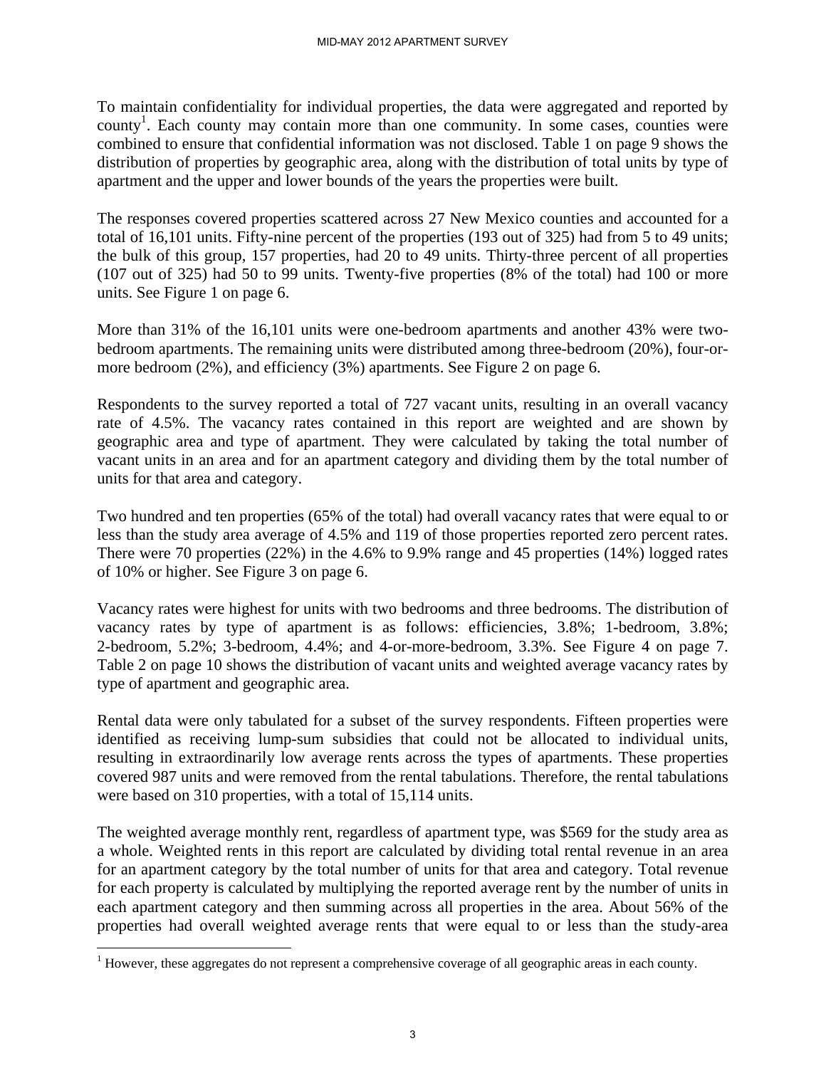To maintain confidentiality for individual properties, the data were aggregated and reported by county[1]. Each county may contain more than one community. In some cases, counties were combined to ensure that confidential information was not disclosed. Table 1 on page 9 shows the distribution of properties by geographic area, along with the distribution of total units by type of apartment and the upper and lower bounds of the years the properties were built.

The responses covered properties scattered across 27 New Mexico counties and accounted for a total of 16,101 units. Fifty-nine percent of the properties (193 out of 325) had from 5 to 49 units; the bulk of this group, 157 properties, had 20 to 49 units. Thirty-three percent of all properties (107 out of 325) had 50 to 99 units. Twenty-five properties (8% of the total) had 100 or more units. See Figure 1 on page 6.

More than 31% of the 16,101 units were one-bedroom apartments and another 43% were two-bedroom apartments. The remaining units were distributed among three-bedroom (20%), four-or-more bedroom (2%), and efficiency (3%) apartments. See Figure 2 on page 6.

Respondents to the survey reported a total of 727 vacant units, resulting in an overall vacancy rate of 4.5%. The vacancy rates contained in this report are weighted and are shown by geographic area and type of apartment. They were calculated by taking the total number of vacant units in an area and for an apartment category and dividing them by the total number of units for that area and category.

Two hundred and ten properties (65% of the total) had overall vacancy rates that were equal to or less than the study area average of 4.5% and 119 of those properties reported zero percent rates. There were 70 properties (22%) in the 4.6% to 9.9% range and 45 properties (14%) logged rates of 10% or higher. See Figure 3 on page 6.

Vacancy rates were highest for units with two bedrooms and three bedrooms. The distribution of vacancy rates by type of apartment is as follows: efficiencies, 3.8%; 1-bedroom, 3.8%; 2-bedroom, 5.2%; 3-bedroom, 4.4%; and 4-or-more-bedroom, 3.3%. See Figure 4 on page 7. Table 2 on page 10 shows the distribution of vacant units and weighted average vacancy rates by type of apartment and geographic area.

Rental data were only tabulated for a subset of the survey respondents. Fifteen properties were identified as receiving lump-sum subsidies that could not be allocated to individual units, resulting in extraordinarily low average rents across the types of apartments. These properties covered 987 units and were removed from the rental tabulations. Therefore, the rental tabulations were based on 310 properties, with a total of 15,114 units.

The weighted average monthly rent, regardless of apartment type, was $569 for the study area as a whole. Weighted rents in this report are calculated by dividing total rental revenue in an area for an apartment category by the total number of units for that area and category. Total revenue for each property is calculated by multiplying the reported average rent by the number of units in each apartment category and then summing across all properties in the area. About 56% of the properties had overall weighted average rents that were equal to or less than the study-area

[1] However, these aggregates do not represent a comprehensive coverage of all geographic areas in each county.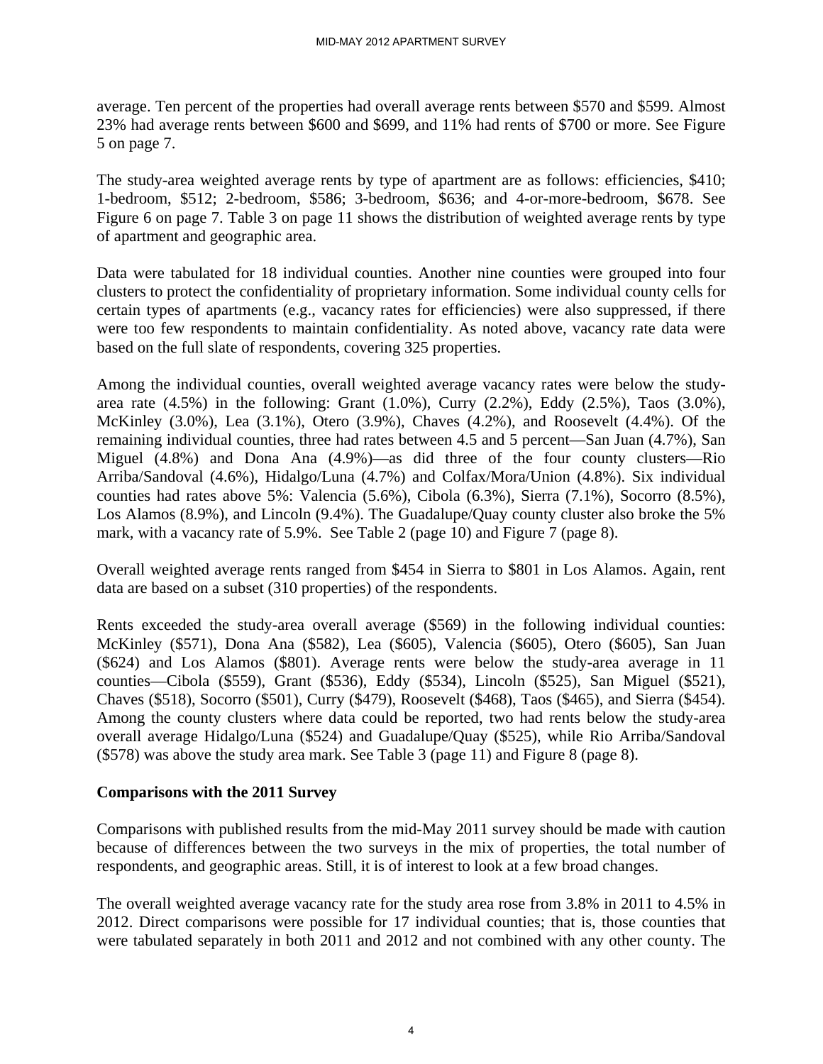average. Ten percent of the properties had overall average rents between \$570 and \$599. Almost 23% had average rents between \$600 and \$699, and 11% had rents of \$700 or more. See Figure 5 on page 7.

The study-area weighted average rents by type of apartment are as follows: efficiencies, \$410; 1-bedroom, \$512; 2-bedroom, \$586; 3-bedroom, \$636; and 4-or-more-bedroom, \$678. See Figure 6 on page 7. Table 3 on page 11 shows the distribution of weighted average rents by type of apartment and geographic area.

Data were tabulated for 18 individual counties. Another nine counties were grouped into four clusters to protect the confidentiality of proprietary information. Some individual county cells for certain types of apartments (e.g., vacancy rates for efficiencies) were also suppressed, if there were too few respondents to maintain confidentiality. As noted above, vacancy rate data were based on the full slate of respondents, covering 325 properties.

Among the individual counties, overall weighted average vacancy rates were below the study-area rate (4.5%) in the following: Grant (1.0%), Curry (2.2%), Eddy (2.5%), Taos (3.0%), McKinley (3.0%), Lea (3.1%), Otero (3.9%), Chaves (4.2%), and Roosevelt (4.4%). Of the remaining individual counties, three had rates between 4.5 and 5 percent—San Juan (4.7%), San Miguel (4.8%) and Dona Ana (4.9%)—as did three of the four county clusters—Rio Arriba/Sandoval (4.6%), Hidalgo/Luna (4.7%) and Colfax/Mora/Union (4.8%). Six individual counties had rates above 5%: Valencia (5.6%), Cibola (6.3%), Sierra (7.1%), Socorro (8.5%), Los Alamos (8.9%), and Lincoln (9.4%). The Guadalupe/Quay county cluster also broke the 5% mark, with a vacancy rate of 5.9%. See Table 2 (page 10) and Figure 7 (page 8).

Overall weighted average rents ranged from \$454 in Sierra to \$801 in Los Alamos. Again, rent data are based on a subset (310 properties) of the respondents.

Rents exceeded the study-area overall average (\$569) in the following individual counties: McKinley (\$571), Dona Ana (\$582), Lea (\$605), Valencia (\$605), Otero (\$605), San Juan (\$624) and Los Alamos (\$801). Average rents were below the study-area average in 11 counties—Cibola (\$559), Grant (\$536), Eddy (\$534), Lincoln (\$525), San Miguel (\$521), Chaves (\$518), Socorro (\$501), Curry (\$479), Roosevelt (\$468), Taos (\$465), and Sierra (\$454). Among the county clusters where data could be reported, two had rents below the study-area overall average Hidalgo/Luna (\$524) and Guadalupe/Quay (\$525), while Rio Arriba/Sandoval (\$578) was above the study area mark. See Table 3 (page 11) and Figure 8 (page 8).

**Comparisons with the 2011 Survey**

Comparisons with published results from the mid-May 2011 survey should be made with caution because of differences between the two surveys in the mix of properties, the total number of respondents, and geographic areas. Still, it is of interest to look at a few broad changes.

The overall weighted average vacancy rate for the study area rose from 3.8% in 2011 to 4.5% in 2012. Direct comparisons were possible for 17 individual counties; that is, those counties that were tabulated separately in both 2011 and 2012 and not combined with any other county. The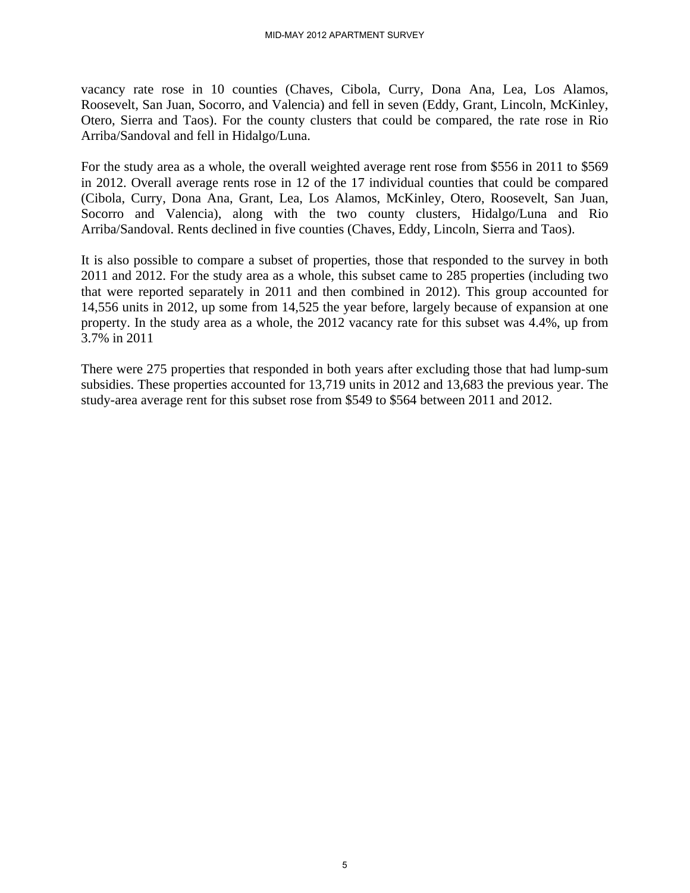vacancy rate rose in 10 counties (Chaves, Cibola, Curry, Dona Ana, Lea, Los Alamos, Roosevelt, San Juan, Socorro, and Valencia) and fell in seven (Eddy, Grant, Lincoln, McKinley, Otero, Sierra and Taos). For the county clusters that could be compared, the rate rose in Rio Arriba/Sandoval and fell in Hidalgo/Luna.

For the study area as a whole, the overall weighted average rent rose from $556 in 2011 to $569 in 2012. Overall average rents rose in 12 of the 17 individual counties that could be compared (Cibola, Curry, Dona Ana, Grant, Lea, Los Alamos, McKinley, Otero, Roosevelt, San Juan, Socorro and Valencia), along with the two county clusters, Hidalgo/Luna and Rio Arriba/Sandoval. Rents declined in five counties (Chaves, Eddy, Lincoln, Sierra and Taos).

It is also possible to compare a subset of properties, those that responded to the survey in both 2011 and 2012. For the study area as a whole, this subset came to 285 properties (including two that were reported separately in 2011 and then combined in 2012). This group accounted for 14,556 units in 2012, up some from 14,525 the year before, largely because of expansion at one property. In the study area as a whole, the 2012 vacancy rate for this subset was 4.4%, up from 3.7% in 2011

There were 275 properties that responded in both years after excluding those that had lump-sum subsidies. These properties accounted for 13,719 units in 2012 and 13,683 the previous year. The study-area average rent for this subset rose from $549 to $564 between 2011 and 2012.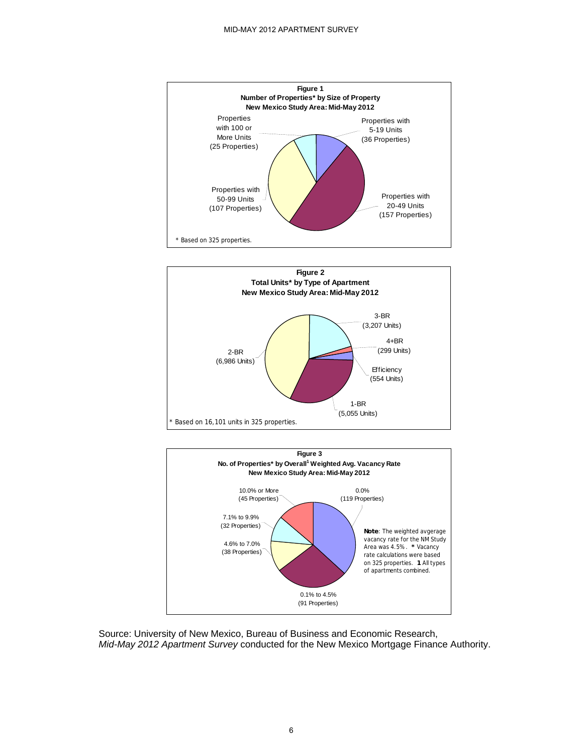**Figure 1**
**Number of Properties* by Size of Property**
**New Mexico Study Area: Mid-May 2012**

- Properties with 5-19 Units (36 Properties)
- Properties with 20-49 Units (157 Properties)
- Properties with 50-99 Units (107 Properties)
- Properties with 100 or More Units (25 Properties)

\* Based on 325 properties.

**Figure 2**
**Total Units* by Type of Apartment**
**New Mexico Study Area: Mid-May 2012**

- 3-BR (3,207 Units)
- 4+BR (299 Units)
- Efficiency (554 Units)
- 1-BR (5,055 Units)
- 2-BR (6,986 Units)

\* Based on 16,101 units in 325 properties.

**Figure 3**
**No. of Properties* by Overall[1] Weighted Avg. Vacancy Rate**
**New Mexico Study Area: Mid-May 2012**

- 0.0% (119 Properties)
- 0.1% to 4.5% (91 Properties)
- 4.6% to 7.0% (38 Properties)
- 7.1% to 9.9% (32 Properties)
- 10.0% or More (45 Properties)

**Note**: The weighted avgerage vacancy rate for the NM Study Area was 4.5%. * Vacancy rate calculations were based on 325 properties. **1** All types of apartments combined.

Source: University of New Mexico, Bureau of Business and Economic Research, *Mid-May 2012 Apartment Survey* conducted for the New Mexico Mortgage Finance Authority.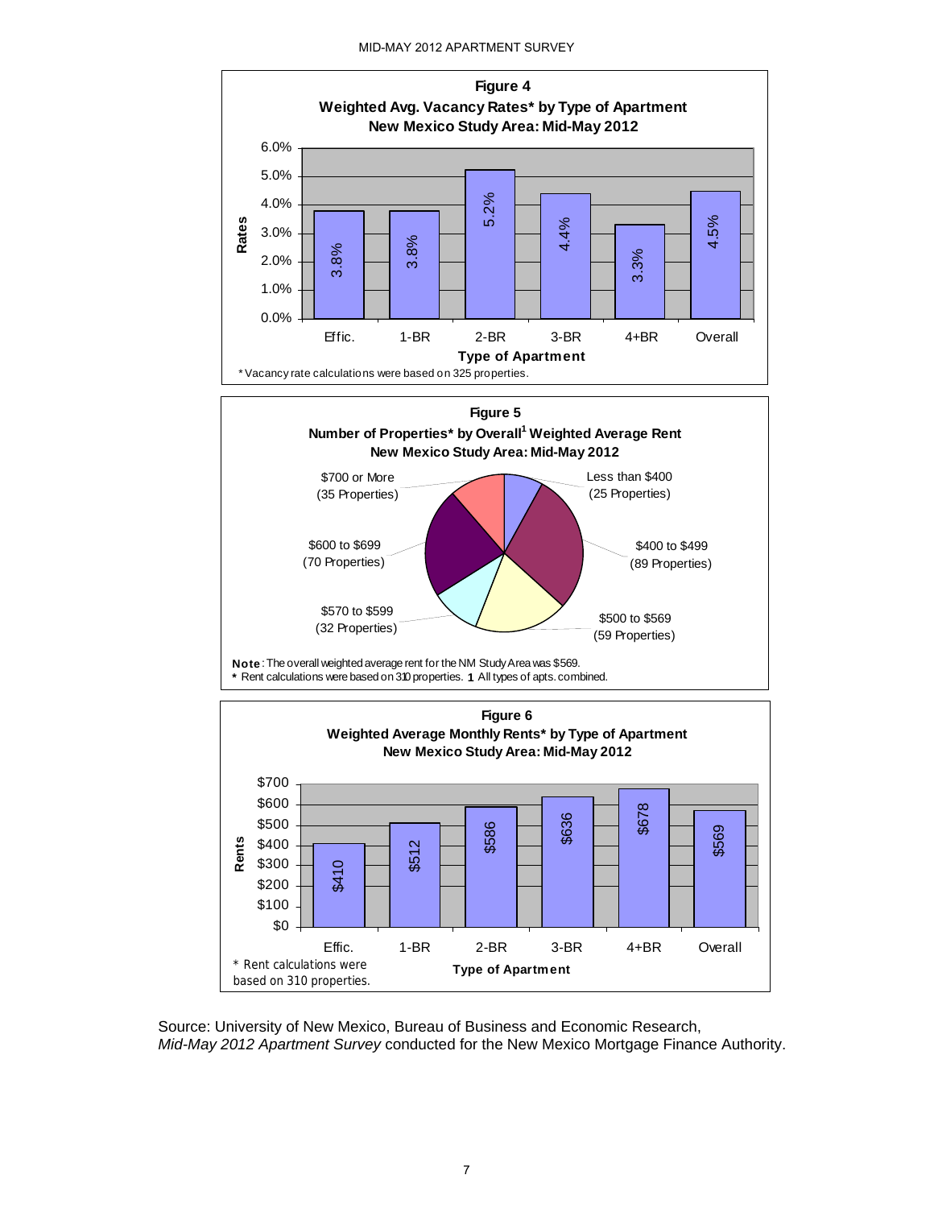**Figure 4**
**Weighted Avg. Vacancy Rates* by Type of Apartment**
**New Mexico Study Area: Mid-May 2012**

| Type of Apartment | Rates |
|---|---|
| Effic. | 3.8% |
| 1-BR | 3.8% |
| 2-BR | 5.2% |
| 3-BR | 4.4% |
| 4+BR | 3.3% |
| Overall | 4.5% |

* Vacancy rate calculations were based on 325 properties.

**Figure 5**
**Number of Properties* by Overall[1] Weighted Average Rent**
**New Mexico Study Area: Mid-May 2012**

| Rent Range | Properties |
|---|---|
| Less than $400 | 25 Properties |
| $400 to $499 | 89 Properties |
| $500 to $569 | 59 Properties |
| $570 to $599 | 32 Properties |
| $600 to $699 | 70 Properties |
| $700 or More | 35 Properties |

**Note**: The overall weighted average rent for the NM Study Area was $569.
* Rent calculations were based on 310 properties. **1** All types of apts. combined.

**Figure 6**
**Weighted Average Monthly Rents* by Type of Apartment**
**New Mexico Study Area: Mid-May 2012**

| Type of Apartment | Rents |
|---|---|
| Effic. | $410 |
| 1-BR | $512 |
| 2-BR | $586 |
| 3-BR | $636 |
| 4+BR | $678 |
| Overall | $569 |

* Rent calculations were based on 310 properties.

Source: University of New Mexico, Bureau of Business and Economic Research, *Mid-May 2012 Apartment Survey* conducted for the New Mexico Mortgage Finance Authority.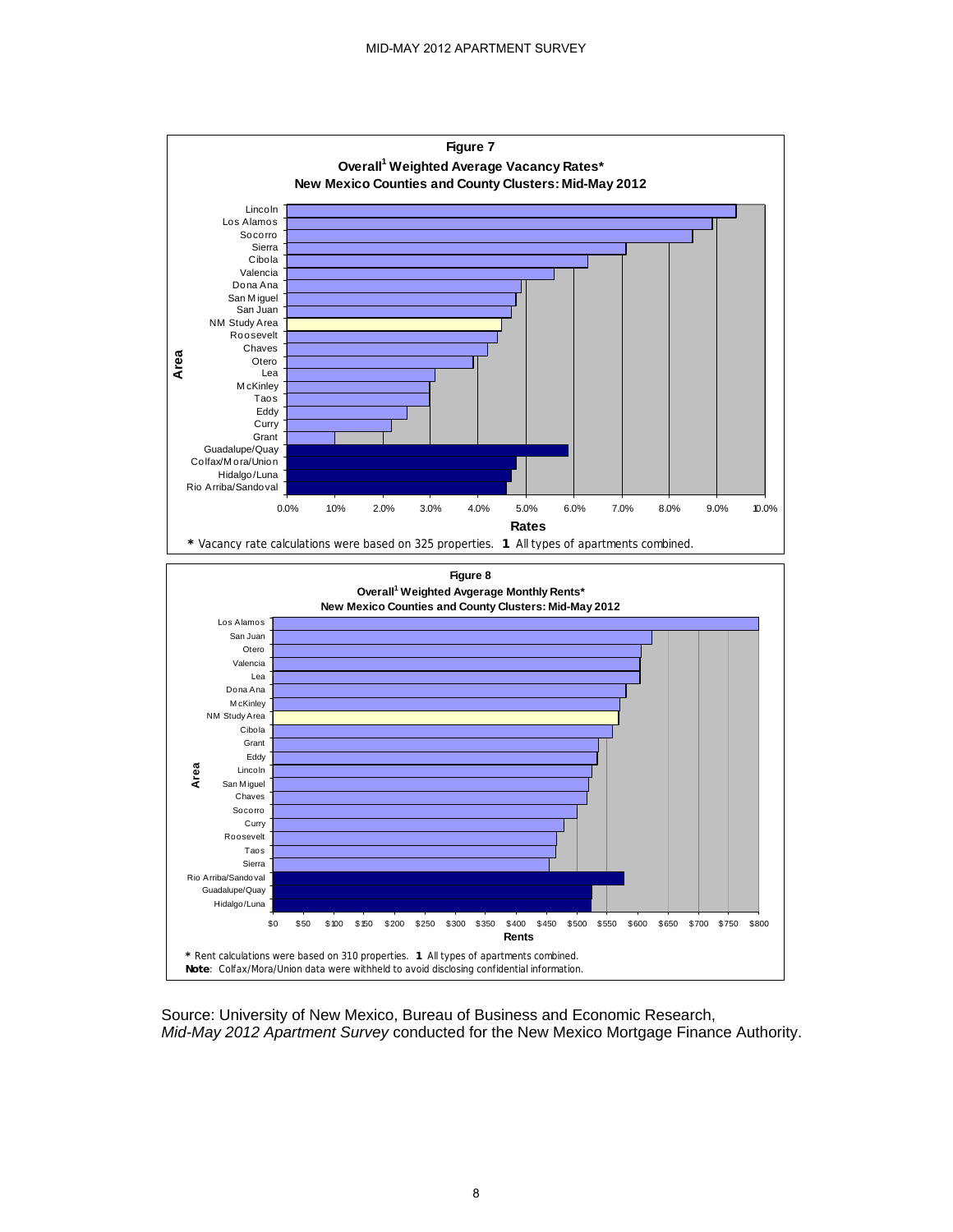**Figure 7**

**Overall[1] Weighted Average Vacancy Rates***

**New Mexico Counties and County Clusters: Mid-May 2012**

Area: Lincoln, Los Alamos, Socorro, Sierra, Cibola, Valencia, Dona Ana, San Miguel, San Juan, NM Study Area, Roosevelt, Chaves, Otero, Lea, McKinley, Taos, Eddy, Curry, Grant, Guadalupe/Quay, Colfax/Mora/Union, Hidalgo/Luna, Rio Arriba/Sandoval

Rates: 0.0% 10% 2.0% 3.0% 4.0% 5.0% 6.0% 7.0% 8.0% 9.0% 10.0%

***** Vacancy rate calculations were based on 325 properties. **1** All types of apartments combined.

**Figure 8**

**Overall[1] Weighted Avgerage Monthly Rents***

**New Mexico Counties and County Clusters: Mid-May 2012**

Area: Los Alamos, San Juan, Otero, Valencia, Lea, Dona Ana, McKinley, NM Study Area, Cibola, Grant, Eddy, Lincoln, San Miguel, Chaves, Socorro, Curry, Roosevelt, Taos, Sierra, Rio Arriba/Sandoval, Guadalupe/Quay, Hidalgo/Luna

Rents: $0 $50 $100 $150 $200 $250 $300 $350 $400 $450 $500 $550 $600 $650 $700 $750 $800

***** Rent calculations were based on 310 properties. **1** All types of apartments combined.
**Note**: Colfax/Mora/Union data were withheld to avoid disclosing confidential information.

Source: University of New Mexico, Bureau of Business and Economic Research, *Mid-May 2012 Apartment Survey* conducted for the New Mexico Mortgage Finance Authority.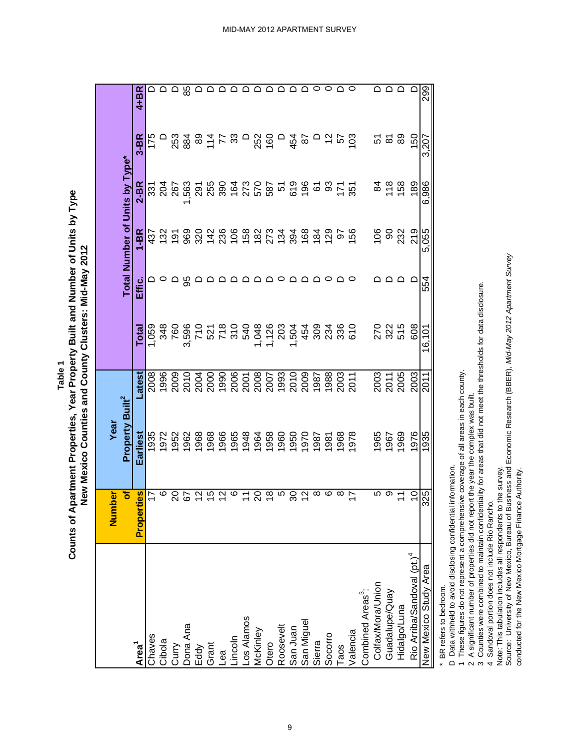**Table 1**

**Counts of Apartment Properties, Year Property Built and Number of Units by Type**

**New Mexico Counties and County Clusters: Mid-May 2012**

| Area[1] | Number of Properties | Year Property Built[2] | | Total Number of Units by Type* | | | | | |
|---|---|---|---|---|---|---|---|---|---|
| | | Earliest | Latest | Total | Effic. | 1-BR | 2-BR | 3-BR | 4+BR |
| Chaves | 17 | 1935 | 2008 | 1,059 | D | 437 | 331 | 175 | D |
| Cibola | 6 | 1972 | 1996 | 348 | 0 | 132 | 204 | D | D |
| Curry | 20 | 1952 | 2009 | 760 | D | 191 | 267 | 253 | D |
| Dona Ana | 67 | 1962 | 2010 | 3,596 | 95 | 969 | 1,563 | 884 | 85 |
| Eddy | 12 | 1968 | 2004 | 710 | D | 320 | 291 | 89 | D |
| Grant | 15 | 1968 | 2000 | 521 | D | 142 | 255 | 114 | D |
| Lea | 12 | 1966 | 1990 | 718 | D | 236 | 390 | 77 | D |
| Lincoln | 6 | 1965 | 2006 | 310 | D | 106 | 164 | 33 | D |
| Los Alamos | 11 | 1948 | 2001 | 540 | D | 158 | 273 | D | D |
| McKinley | 20 | 1964 | 2008 | 1,048 | D | 182 | 570 | 252 | D |
| Otero | 18 | 1958 | 2007 | 1,126 | D | 273 | 587 | 160 | D |
| Roosevelt | 5 | 1960 | 1993 | 203 | 0 | 134 | 51 | D | D |
| San Juan | 30 | 1950 | 2010 | 1,504 | D | 394 | 619 | 454 | D |
| San Miguel | 12 | 1970 | 2009 | 454 | D | 168 | 196 | 87 | D |
| Sierra | 8 | 1987 | 1987 | 309 | D | 184 | 61 | D | 0 |
| Socorro | 6 | 1981 | 1988 | 234 | 0 | 129 | 93 | 12 | 0 |
| Taos | 8 | 1968 | 2003 | 336 | D | 97 | 171 | 57 | D |
| Valencia | 17 | 1978 | 2011 | 610 | 0 | 156 | 351 | 103 | 0 |
| Combined Areas[3]: | | | | | | | | | |
| Colfax/Mora/Union | 5 | 1965 | 2003 | 270 | D | 106 | 84 | 51 | D |
| Guadalupe/Quay | 9 | 1967 | 2011 | 322 | D | 90 | 118 | 81 | D |
| Hidalgo/Luna | 11 | 1969 | 2005 | 515 | D | 232 | 158 | 89 | D |
| Rio Arriba/Sandoval (pt.)[4] | 10 | 1976 | 2003 | 608 | D | 219 | 189 | 150 | D |
| New Mexico Study Area | 325 | 1935 | 2011 | 16,101 | 554 | 5,055 | 6,986 | 3,207 | 299 |

\* BR refers to bedroom.

D Data withheld to avoid disclosing confidential information.

1 These figures do not represent a comprehensive coverage of all areas in each county.

2 A significant number of properties did not report the year the complex was built.

3 Counties were combined to maintain confidentiality for areas that did not meet the thresholds for data disclosure.

4 Sandoval portion does not include Rio Rancho.

Note: This tabulation includes all respondents to the survey.

Source: University of New Mexico, Bureau of Business and Economic Research (BBER), *Mid-May 2012 Apartment Survey* conducted for the New Mexico Mortgage Finance Authority.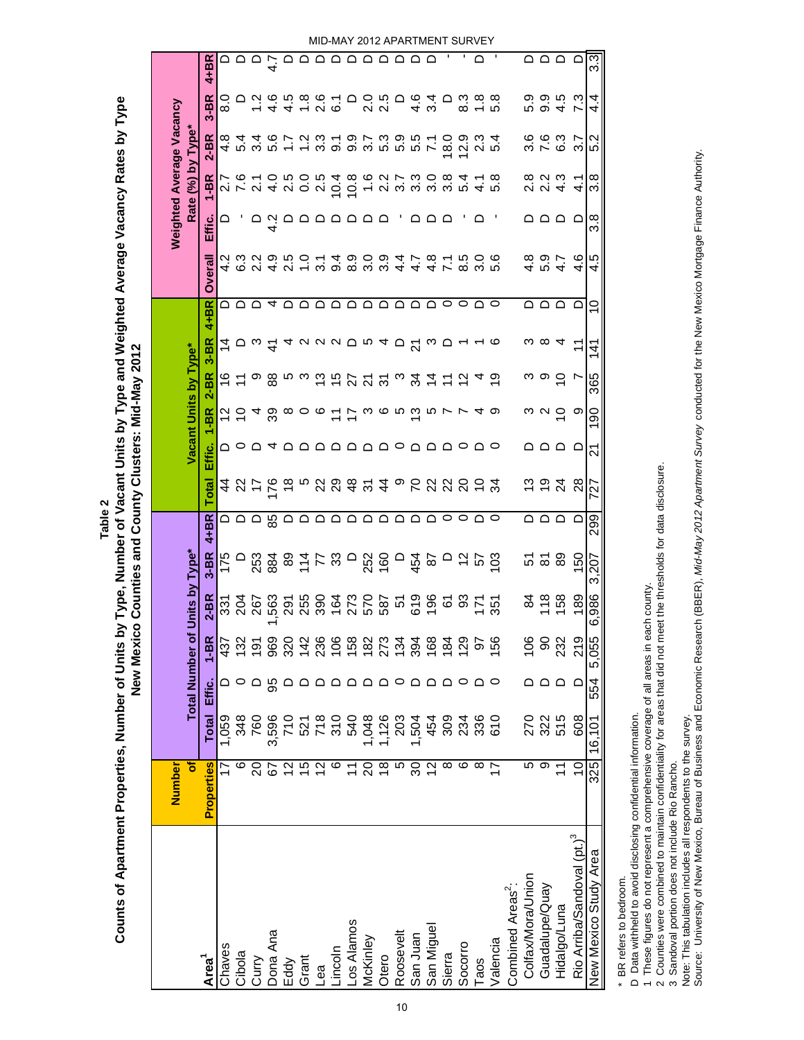# Table 2

## Counts of Apartment Properties, Number of Units by Type, Number of Vacant Units by Type and Weighted Average Vacancy Rates by Type

### New Mexico Counties and County Clusters: Mid-May 2012

| Area[1] | Number of Properties | Total Number of Units by Type* | | | | | Vacant Units by Type* | | | | | Weighted Average Vacancy Rate (%) by Type* | | | | |
|---|---|---|---|---|---|---|---|---|---|---|---|---|---|---|---|---|
| | | Total | Effic. | 1-BR | 2-BR | 3-BR | 4+BR | Total | Effic. | 1-BR | 2-BR | 3-BR | 4+BR | Overall | Effic. | 1-BR | 2-BR | 3-BR | 4+BR |
| Chaves | 17 | 1,059 | D | 437 | 331 | 175 | D | 44 | D | 12 | 16 | 14 | D | 4.2 | D | 2.7 | 4.8 | 8.0 | D |
| Cibola | 6 | 348 | 0 | 132 | 204 | D | D | 22 | 0 | 10 | 11 | D | D | 6.3 | - | 7.6 | 5.4 | D | D |
| Curry | 20 | 760 | D | 191 | 267 | 253 | D | 17 | D | 4 | 9 | 3 | D | 2.2 | D | 2.1 | 3.4 | 1.2 | D |
| Dona Ana | 67 | 3,596 | 95 | 969 | 1,563 | 884 | 85 | 176 | 4 | 39 | 88 | 41 | 4 | 4.9 | 4.2 | 4.0 | 5.6 | 4.6 | 4.7 |
| Eddy | 12 | 710 | D | 320 | 291 | 89 | D | 18 | D | 8 | 5 | 4 | D | 2.5 | D | 2.5 | 1.7 | 4.5 | D |
| Grant | 15 | 521 | D | 142 | 255 | 114 | D | 5 | D | 0 | 3 | 2 | D | 1.0 | D | 0.0 | 1.2 | 1.8 | D |
| Lea | 12 | 718 | D | 236 | 390 | 77 | D | 22 | D | 6 | 13 | 2 | D | 3.1 | D | 2.5 | 3.3 | 2.6 | D |
| Lincoln | 6 | 310 | D | 106 | 164 | 33 | D | 29 | D | 11 | 15 | 2 | D | 9.4 | D | 10.4 | 9.1 | 6.1 | D |
| Los Alamos | 11 | 540 | D | 158 | 273 | D | D | 48 | D | 17 | 27 | D | D | 8.9 | D | 10.8 | 9.9 | D | D |
| McKinley | 20 | 1,048 | D | 182 | 570 | 252 | D | 31 | D | 3 | 21 | 5 | D | 3.0 | D | 1.6 | 3.7 | 2.0 | D |
| Otero | 18 | 1,126 | D | 273 | 587 | 160 | D | 44 | D | 6 | 31 | 4 | D | 3.9 | D | 2.2 | 5.3 | 2.5 | D |
| Roosevelt | 5 | 203 | 0 | 134 | 51 | D | D | 9 | 0 | 5 | 3 | D | D | 4.4 | - | 3.7 | 5.9 | D | D |
| San Juan | 30 | 1,504 | D | 394 | 619 | 454 | D | 70 | D | 13 | 34 | 21 | D | 4.7 | D | 3.3 | 5.5 | 4.6 | D |
| San Miguel | 12 | 454 | D | 168 | 196 | 87 | D | 22 | D | 5 | 14 | 3 | D | 4.8 | D | 3.0 | 7.1 | 3.4 | D |
| Sierra | 8 | 309 | D | 184 | 61 | D | 0 | 22 | D | 7 | 11 | D | 0 | 7.1 | D | 3.8 | 18.0 | D | - |
| Socorro | 6 | 234 | 0 | 129 | 93 | 12 | 0 | 20 | 0 | 7 | 12 | 1 | 0 | 8.5 | - | 5.4 | 12.9 | 8.3 | - |
| Taos | 8 | 336 | D | 97 | 171 | 57 | D | 10 | D | 4 | 4 | 1 | D | 3.0 | D | 4.1 | 2.3 | 1.8 | D |
| Valencia | 17 | 610 | 0 | 156 | 351 | 103 | 0 | 34 | 0 | 9 | 19 | 6 | 0 | 5.6 | - | 5.8 | 5.4 | 5.8 | - |
| Combined Areas[2]: | | | | | | | | | | | | | | | | | | | |
| Colfax/Mora/Union | 5 | 270 | D | 106 | 84 | 51 | D | 13 | D | 3 | 3 | 3 | D | 4.8 | D | 2.8 | 3.6 | 5.9 | D |
| Guadalupe/Quay | 9 | 322 | D | 90 | 118 | 81 | D | 19 | D | 2 | 9 | 8 | D | 5.9 | D | 2.2 | 7.6 | 9.9 | D |
| Hidalgo/Luna | 11 | 515 | D | 232 | 158 | 89 | D | 24 | D | 10 | 10 | 4 | D | 4.7 | D | 4.3 | 6.3 | 4.5 | D |
| Rio Arriba/Sandoval (pt.)[3] | 10 | 608 | D | 219 | 189 | 150 | D | 28 | D | 9 | 7 | 11 | D | 4.6 | D | 4.1 | 3.7 | 7.3 | D |
| New Mexico Study Area | 325 | 16,101 | 554 | 5,055 | 6,986 | 3,207 | 299 | 727 | 21 | 190 | 365 | 141 | 10 | 4.5 | 3.8 | 3.8 | 5.2 | 4.4 | 3.3 |

\* BR refers to bedroom.
D Data withheld to avoid disclosing confidential information.
1 These figures do not represent a comprehensive coverage of all areas in each county.
2 Counties were combined to maintain confidentiality for areas that did not meet the thresholds for data disclosure.
3 Sandoval portion does not include Rio Rancho.
Note: This tabulation includes all respondents to the survey.
Source: University of New Mexico, Bureau of Business and Economic Research (BBER), *Mid-May 2012 Apartment Survey* conducted for the New Mexico Mortgage Finance Authority.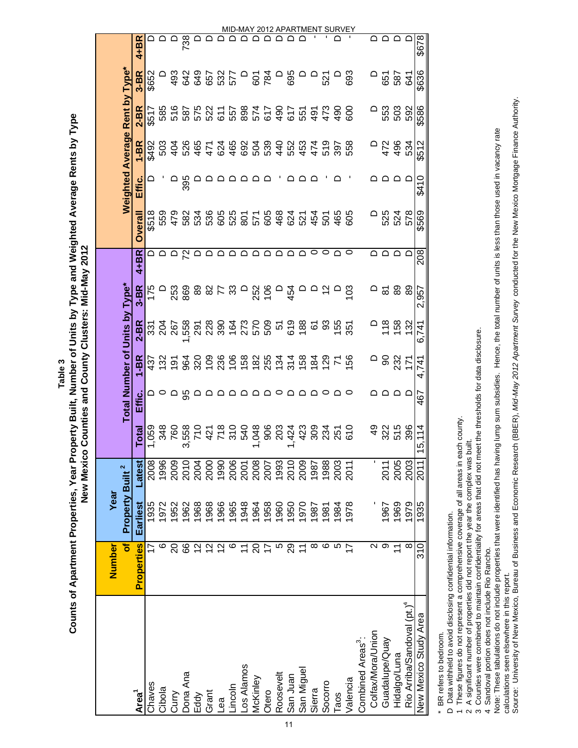# Table 3

## Counts of Apartment Properties, Year Property Built, Number of Units by Type and Weighted Average Rents by Type
## New Mexico Counties and County Clusters: Mid-May 2012

| Area[1] | Number of Properties | Year Property Built[2] Earliest | Latest | Total Number of Units by Type* Total | Effic. | 1-BR | 2-BR | 3-BR | 4+BR | Weighted Average Rent by Type* Overall | Effic. | 1-BR | 2-BR | 3-BR | 4+BR |
|---|---|---|---|---|---|---|---|---|---|---|---|---|---|---|---|
| Chaves | 17 | 1935 | 2008 | 1,059 | D | 437 | 331 | 175 | D | $518 | D | $492 | $517 | $652 | D |
| Cibola | 6 | 1972 | 1996 | 348 | 0 | 132 | 204 | D | D | 559 | - | 503 | 585 | D | D |
| Curry | 20 | 1952 | 2009 | 760 | D | 191 | 267 | 253 | D | 479 | D | 404 | 516 | 493 | D |
| Dona Ana | 66 | 1962 | 2010 | 3,558 | 95 | 964 | 1,558 | 869 | 72 | 582 | 395 | 526 | 587 | 642 | 738 |
| Eddy | 12 | 1968 | 2004 | 710 | D | 320 | 291 | 89 | D | 534 | D | 465 | 575 | 649 | D |
| Grant | 12 | 1968 | 2000 | 421 | D | 109 | 228 | 82 | D | 536 | D | 471 | 522 | 657 | D |
| Lea | 12 | 1966 | 1990 | 718 | D | 236 | 390 | 77 | D | 605 | D | 624 | 611 | 532 | D |
| Lincoln | 6 | 1965 | 2006 | 310 | D | 106 | 164 | 33 | D | 525 | D | 465 | 557 | 577 | D |
| Los Alamos | 11 | 1948 | 2001 | 540 | D | 158 | 273 | D | D | 801 | D | 692 | 898 | D | D |
| McKinley | 20 | 1964 | 2008 | 1,048 | D | 182 | 570 | 252 | D | 571 | D | 504 | 574 | 601 | D |
| Otero | 17 | 1958 | 2007 | 906 | D | 255 | 509 | 106 | D | 605 | D | 539 | 617 | 784 | D |
| Roosevelt | 5 | 1960 | 1993 | 203 | 0 | 134 | 51 | D | D | 468 | - | 440 | 490 | D | D |
| San Juan | 29 | 1950 | 2010 | 1,424 | D | 314 | 619 | 454 | D | 624 | D | 552 | 617 | 695 | D |
| San Miguel | 11 | 1970 | 2009 | 423 | D | 158 | 188 | D | D | 521 | D | 453 | 551 | D | D |
| Sierra | 8 | 1987 | 1987 | 309 | D | 184 | 61 | D | 0 | 454 | D | 474 | 491 | D | - |
| Socorro | 6 | 1981 | 1988 | 234 | 0 | 129 | 93 | 12 | 0 | 501 | - | 519 | 473 | 521 | - |
| Taos | 5 | 1984 | 2003 | 251 | D | 71 | 155 | D | D | 465 | D | 397 | 490 | D | D |
| Valencia | 17 | 1978 | 2011 | 610 | 0 | 156 | 351 | 103 | 0 | 605 | - | 558 | 600 | 693 | - |
| Combined Areas[3]: | | | | | | | | | | | | | | | |
| Colfax/Mora/Union | 2 | - | - | 49 | D | D | D | D | D | D | D | D | D | D | D |
| Guadalupe/Quay | 9 | 1967 | 2011 | 322 | D | 90 | 118 | 81 | D | 525 | D | 472 | 553 | 651 | D |
| Hidalgo/Luna | 11 | 1969 | 2005 | 515 | D | 232 | 158 | 89 | D | 524 | D | 496 | 503 | 587 | D |
| Rio Arriba/Sandoval (pt.)[4] | 8 | 1979 | 2003 | 396 | D | 171 | 132 | 89 | D | 578 | D | 534 | 592 | 641 | D |
| New Mexico Study Area | 310 | 1935 | 2011 | 15,114 | 467 | 4,741 | 6,741 | 2,957 | 208 | $569 | $410 | $512 | $586 | $636 | $678 |

\* BR refers to bedroom.

D Data withheld to avoid disclosing confidential information.

1 These figures do not represent a comprehensive coverage of all areas in each county.

2 A significant number of properties did not report the year the complex was built.

3 Counties were combined to maintain confidentiality for areas that did not meet the thresholds for data disclosure.

4 Sandoval portion does not include Rio Rancho.

Note: These tabulations do not include properties that were identified has having lump sum subsidies. Hence, the total number of units is less than those used in vacancy rate calculations seen elsewhere in this report.

Source: University of New Mexico, Bureau of Business and Economic Research (BBER), *Mid-May 2012 Apartment Survey* conducted for the New Mexico Mortgage Finance Authority.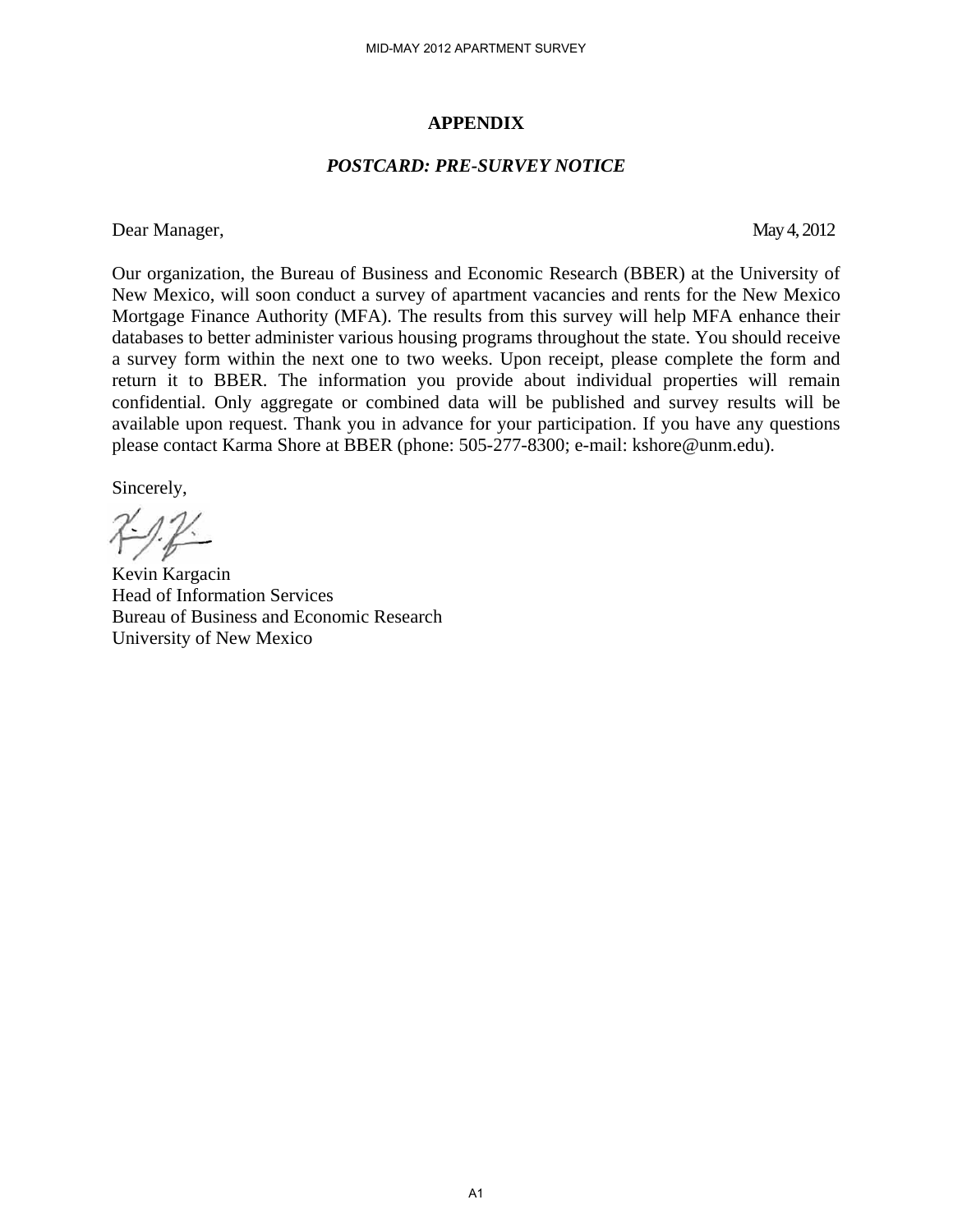# APPENDIX

## *POSTCARD: PRE-SURVEY NOTICE*

Dear Manager, May 4, 2012

Our organization, the Bureau of Business and Economic Research (BBER) at the University of New Mexico, will soon conduct a survey of apartment vacancies and rents for the New Mexico Mortgage Finance Authority (MFA). The results from this survey will help MFA enhance their databases to better administer various housing programs throughout the state. You should receive a survey form within the next one to two weeks. Upon receipt, please complete the form and return it to BBER. The information you provide about individual properties will remain confidential. Only aggregate or combined data will be published and survey results will be available upon request. Thank you in advance for your participation. If you have any questions please contact Karma Shore at BBER (phone: 505-277-8300; e-mail: kshore@unm.edu).

Sincerely,

Kevin Kargacin
Head of Information Services
Bureau of Business and Economic Research
University of New Mexico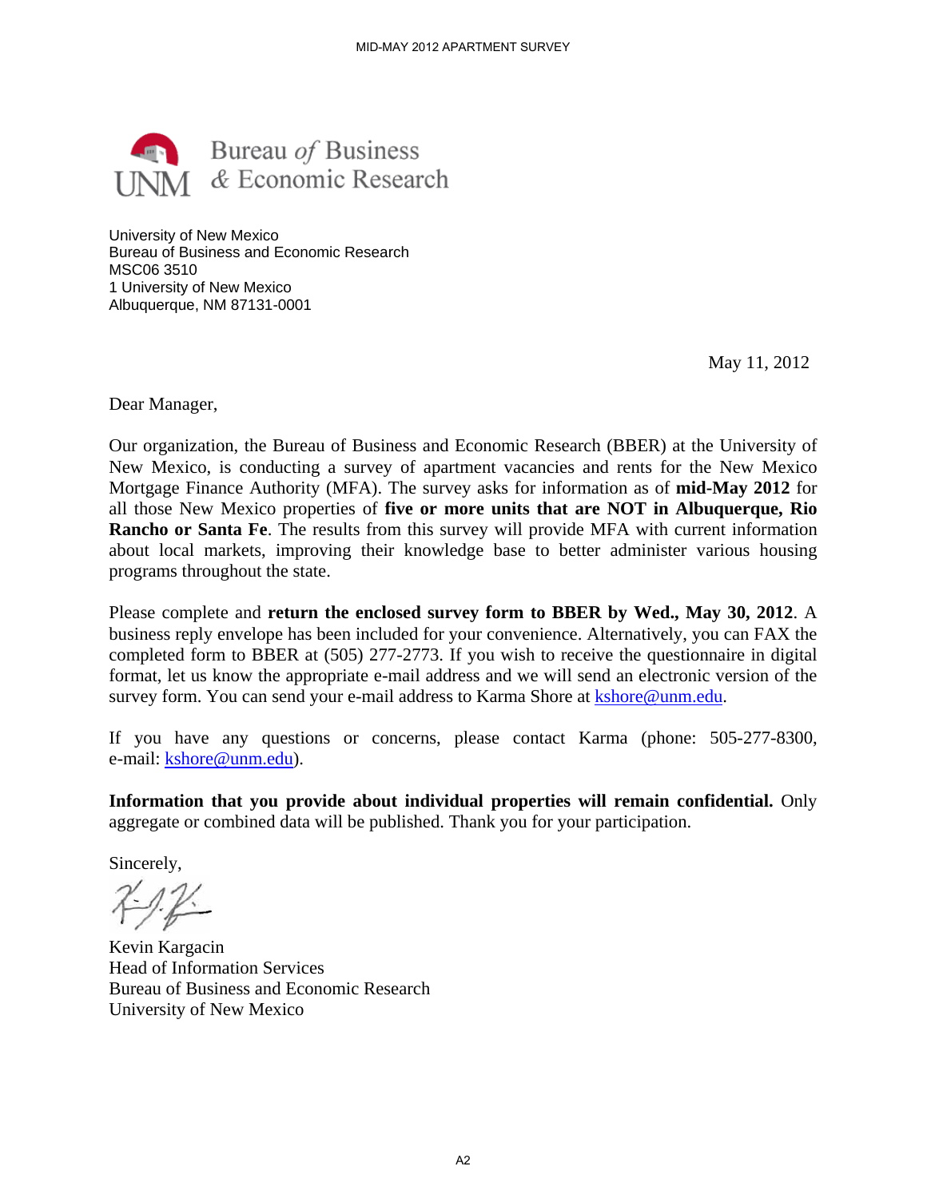Bureau *of* Business
& Economic Research

University of New Mexico
Bureau of Business and Economic Research
MSC06 3510
1 University of New Mexico
Albuquerque, NM 87131-0001

May 11, 2012

Dear Manager,

Our organization, the Bureau of Business and Economic Research (BBER) at the University of New Mexico, is conducting a survey of apartment vacancies and rents for the New Mexico Mortgage Finance Authority (MFA). The survey asks for information as of **mid-May 2012** for all those New Mexico properties of **five or more units that are NOT in Albuquerque, Rio Rancho or Santa Fe**. The results from this survey will provide MFA with current information about local markets, improving their knowledge base to better administer various housing programs throughout the state.

Please complete and **return the enclosed survey form to BBER by Wed., May 30, 2012**. A business reply envelope has been included for your convenience. Alternatively, you can FAX the completed form to BBER at (505) 277-2773. If you wish to receive the questionnaire in digital format, let us know the appropriate e-mail address and we will send an electronic version of the survey form. You can send your e-mail address to Karma Shore at kshore@unm.edu.

If you have any questions or concerns, please contact Karma (phone: 505-277-8300, e-mail: kshore@unm.edu).

**Information that you provide about individual properties will remain confidential.** Only aggregate or combined data will be published. Thank you for your participation.

Sincerely,

Kevin Kargacin
Head of Information Services
Bureau of Business and Economic Research
University of New Mexico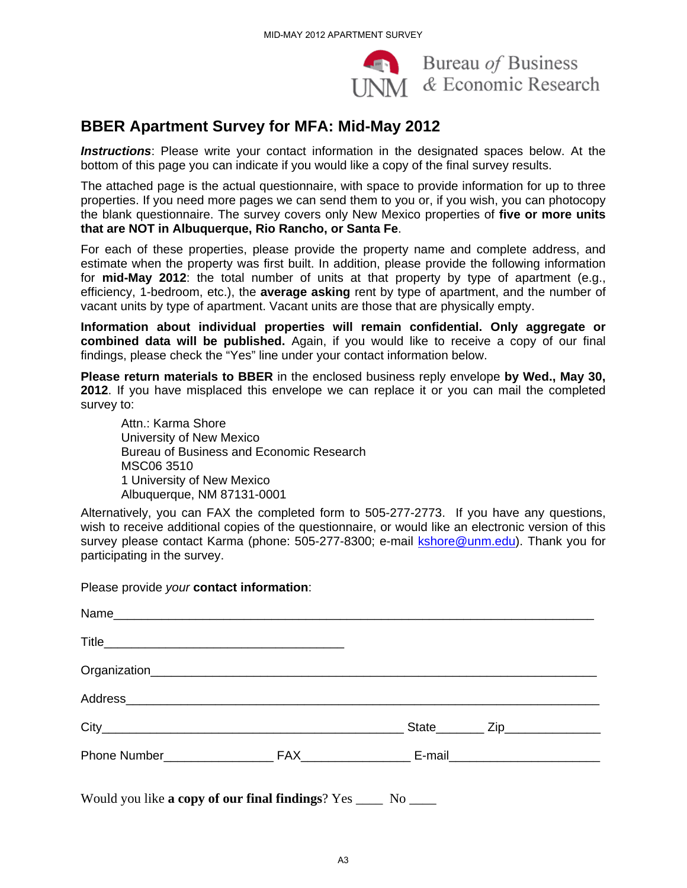Bureau *of* Business
& Economic Research

## BBER Apartment Survey for MFA: Mid-May 2012

***Instructions***: Please write your contact information in the designated spaces below. At the bottom of this page you can indicate if you would like a copy of the final survey results.

The attached page is the actual questionnaire, with space to provide information for up to three properties. If you need more pages we can send them to you or, if you wish, you can photocopy the blank questionnaire. The survey covers only New Mexico properties of **five or more units that are NOT in Albuquerque, Rio Rancho, or Santa Fe**.

For each of these properties, please provide the property name and complete address, and estimate when the property was first built. In addition, please provide the following information for **mid-May 2012**: the total number of units at that property by type of apartment (e.g., efficiency, 1-bedroom, etc.), the **average asking** rent by type of apartment, and the number of vacant units by type of apartment. Vacant units are those that are physically empty.

**Information about individual properties will remain confidential. Only aggregate or combined data will be published.** Again, if you would like to receive a copy of our final findings, please check the "Yes" line under your contact information below.

**Please return materials to BBER** in the enclosed business reply envelope **by Wed., May 30, 2012**. If you have misplaced this envelope we can replace it or you can mail the completed survey to:

Attn.: Karma Shore
University of New Mexico
Bureau of Business and Economic Research
MSC06 3510
1 University of New Mexico
Albuquerque, NM 87131-0001

Alternatively, you can FAX the completed form to 505-277-2773. If you have any questions, wish to receive additional copies of the questionnaire, or would like an electronic version of this survey please contact Karma (phone: 505-277-8300; e-mail kshore@unm.edu). Thank you for participating in the survey.

Please provide *your* **contact information**:

Name_____________________________________________________________

Title________________________________

Organization________________________________________________________

Address____________________________________________________________

City________________________________________ State______ Zip____________

Phone Number_______________ FAX_______________ E-mail____________________

Would you like **a copy of our final findings**? Yes ____ No ____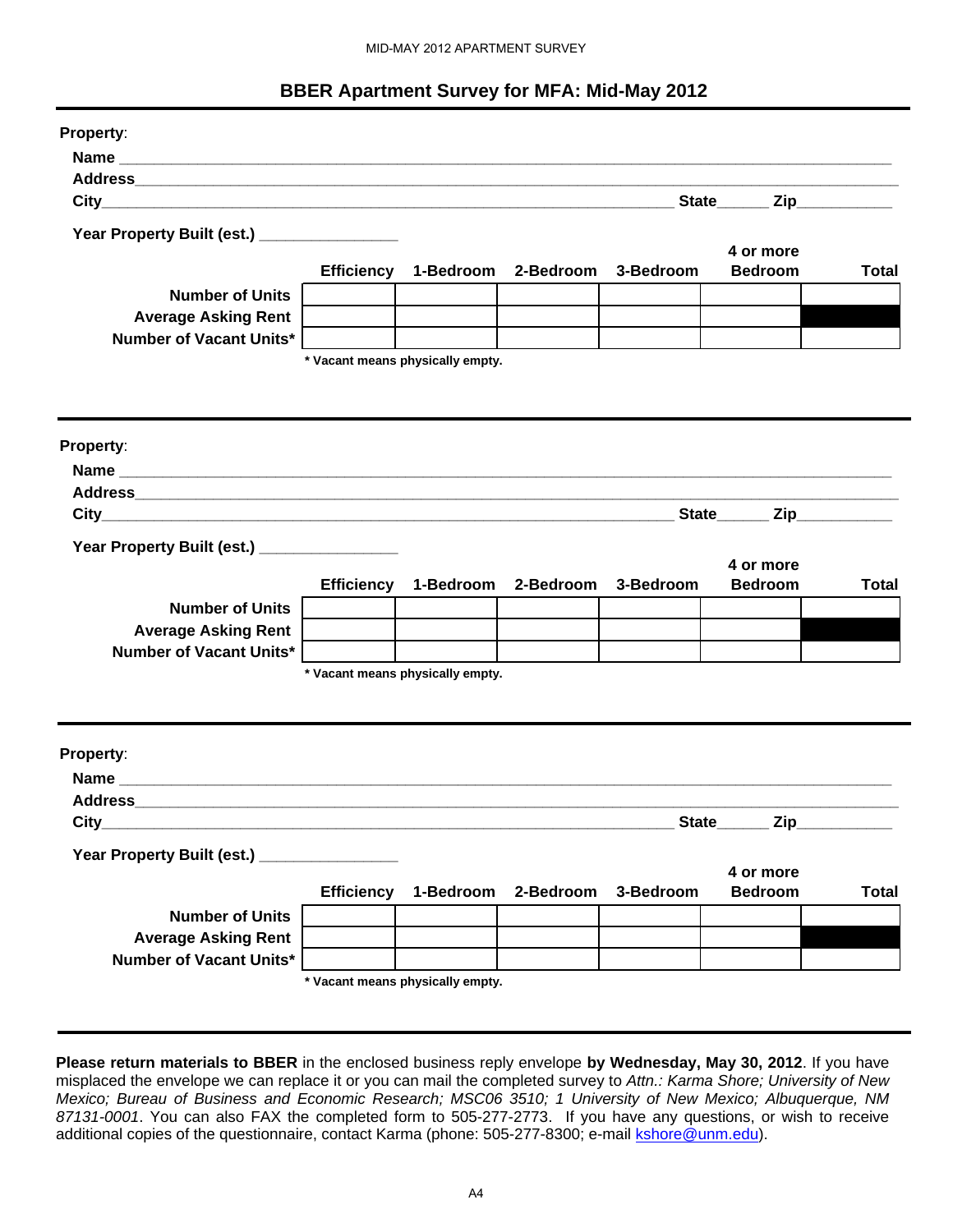## BBER Apartment Survey for MFA: Mid-May 2012

**Property**:

**Name** ____________________________________________

**Address**____________________________________________

**City**____________________________________________ **State**______ **Zip**___________

**Year Property Built (est.)** ________________

| | Efficiency | 1-Bedroom | 2-Bedroom | 3-Bedroom | 4 or more Bedroom | Total |
|---|---|---|---|---|---|---|
| **Number of Units** | | | | | | |
| **Average Asking Rent** | | | | | | |
| **Number of Vacant Units*** | | | | | | |

*** Vacant means physically empty.**

---

**Property**:

**Name** ____________________________________________

**Address**____________________________________________

**City**____________________________________________ **State**______ **Zip**___________

**Year Property Built (est.)** ________________

| | Efficiency | 1-Bedroom | 2-Bedroom | 3-Bedroom | 4 or more Bedroom | Total |
|---|---|---|---|---|---|---|
| **Number of Units** | | | | | | |
| **Average Asking Rent** | | | | | | |
| **Number of Vacant Units*** | | | | | | |

*** Vacant means physically empty.**

---

**Property**:

**Name** ____________________________________________

**Address**____________________________________________

**City**____________________________________________ **State**______ **Zip**___________

**Year Property Built (est.)** ________________

| | Efficiency | 1-Bedroom | 2-Bedroom | 3-Bedroom | 4 or more Bedroom | Total |
|---|---|---|---|---|---|---|
| **Number of Units** | | | | | | |
| **Average Asking Rent** | | | | | | |
| **Number of Vacant Units*** | | | | | | |

*** Vacant means physically empty.**

---

**Please return materials to BBER** in the enclosed business reply envelope **by Wednesday, May 30, 2012**. If you have misplaced the envelope we can replace it or you can mail the completed survey to *Attn.: Karma Shore; University of New Mexico; Bureau of Business and Economic Research; MSC06 3510; 1 University of New Mexico; Albuquerque, NM 87131-0001*. You can also FAX the completed form to 505-277-2773. If you have any questions, or wish to receive additional copies of the questionnaire, contact Karma (phone: 505-277-8300; e-mail kshore@unm.edu).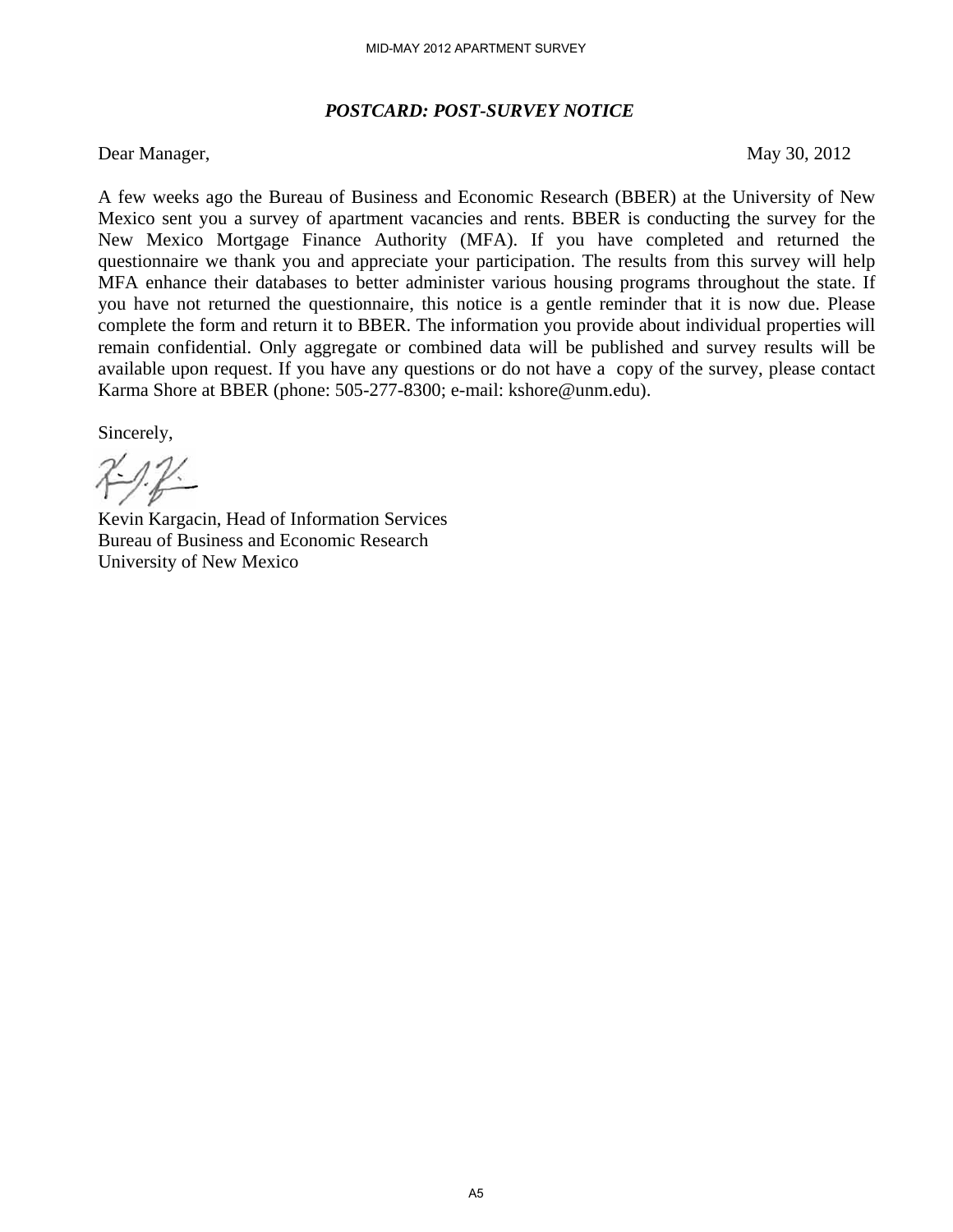### *POSTCARD: POST-SURVEY NOTICE*

Dear Manager, May 30, 2012

A few weeks ago the Bureau of Business and Economic Research (BBER) at the University of New Mexico sent you a survey of apartment vacancies and rents. BBER is conducting the survey for the New Mexico Mortgage Finance Authority (MFA). If you have completed and returned the questionnaire we thank you and appreciate your participation. The results from this survey will help MFA enhance their databases to better administer various housing programs throughout the state. If you have not returned the questionnaire, this notice is a gentle reminder that it is now due. Please complete the form and return it to BBER. The information you provide about individual properties will remain confidential. Only aggregate or combined data will be published and survey results will be available upon request. If you have any questions or do not have a copy of the survey, please contact Karma Shore at BBER (phone: 505-277-8300; e-mail: kshore@unm.edu).

Sincerely,

Kevin Kargacin, Head of Information Services
Bureau of Business and Economic Research
University of New Mexico